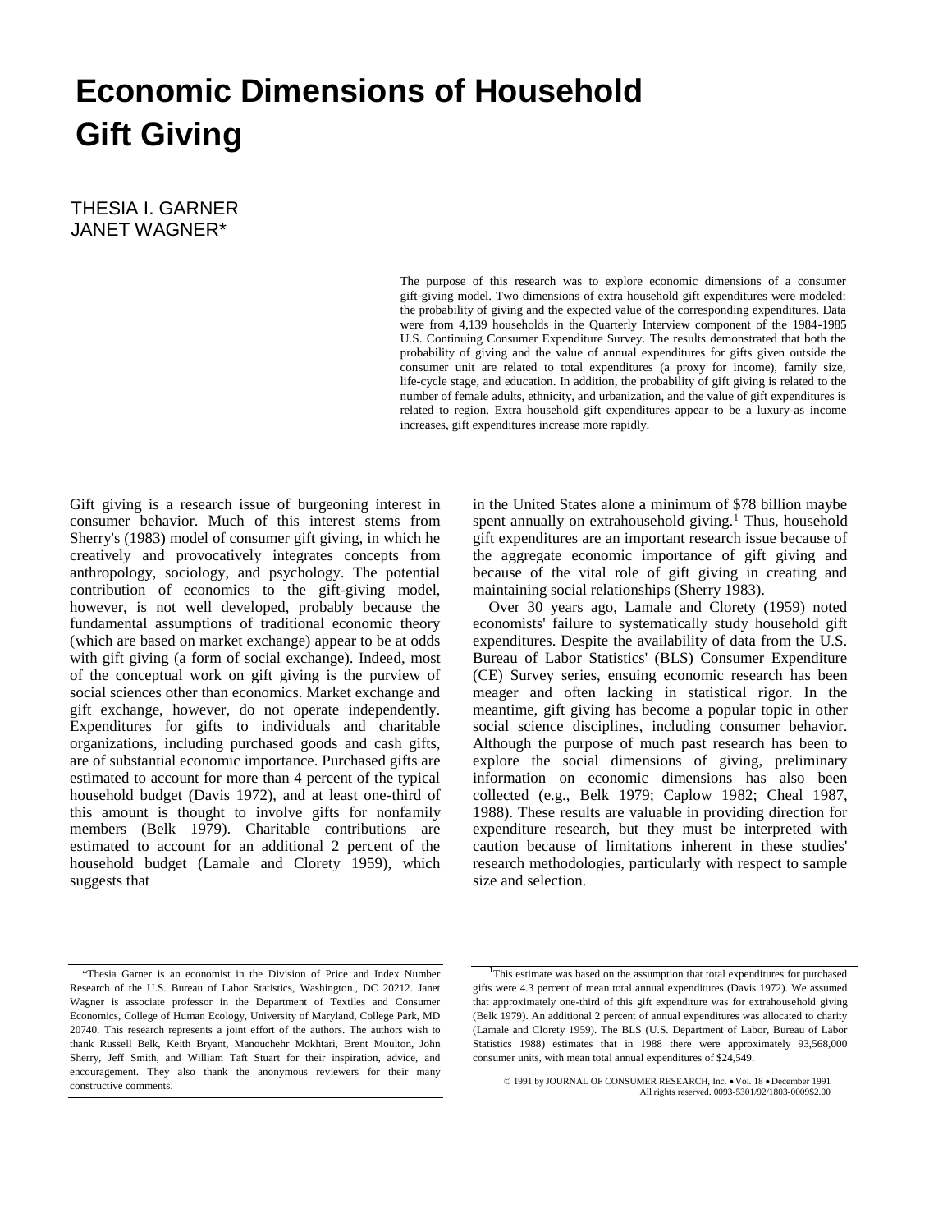# Economic Dimensions of Household Gift Giving

THESIA I. GARNER
JANET WAGNER*

The purpose of this research was to explore economic dimensions of a consumer gift-giving model. Two dimensions of extra household gift expenditures were modeled: the probability of giving and the expected value of the corresponding expenditures. Data were from 4,139 households in the Quarterly Interview component of the 1984-1985 U.S. Continuing Consumer Expenditure Survey. The results demonstrated that both the probability of giving and the value of annual expenditures for gifts given outside the consumer unit are related to total expenditures (a proxy for income), family size, life-cycle stage, and education. In addition, the probability of gift giving is related to the number of female adults, ethnicity, and urbanization, and the value of gift expenditures is related to region. Extra household gift expenditures appear to be a luxury-as income increases, gift expenditures increase more rapidly.

Gift giving is a research issue of burgeoning interest in consumer behavior. Much of this interest stems from Sherry's (1983) model of consumer gift giving, in which he creatively and provocatively integrates concepts from anthropology, sociology, and psychology. The potential contribution of economics to the gift-giving model, however, is not well developed, probably because the fundamental assumptions of traditional economic theory (which are based on market exchange) appear to be at odds with gift giving (a form of social exchange). Indeed, most of the conceptual work on gift giving is the purview of social sciences other than economics. Market exchange and gift exchange, however, do not operate independently. Expenditures for gifts to individuals and charitable organizations, including purchased goods and cash gifts, are of substantial economic importance. Purchased gifts are estimated to account for more than 4 percent of the typical household budget (Davis 1972), and at least one-third of this amount is thought to involve gifts for nonfamily members (Belk 1979). Charitable contributions are estimated to account for an additional 2 percent of the household budget (Lamale and Clorety 1959), which suggests that in the United States alone a minimum of $78 billion maybe spent annually on extrahousehold giving.[1] Thus, household gift expenditures are an important research issue because of the aggregate economic importance of gift giving and because of the vital role of gift giving in creating and maintaining social relationships (Sherry 1983).

Over 30 years ago, Lamale and Clorety (1959) noted economists' failure to systematically study household gift expenditures. Despite the availability of data from the U.S. Bureau of Labor Statistics' (BLS) Consumer Expenditure (CE) Survey series, ensuing economic research has been meager and often lacking in statistical rigor. In the meantime, gift giving has become a popular topic in other social science disciplines, including consumer behavior. Although the purpose of much past research has been to explore the social dimensions of giving, preliminary information on economic dimensions has also been collected (e.g., Belk 1979; Caplow 1982; Cheal 1987, 1988). These results are valuable in providing direction for expenditure research, but they must be interpreted with caution because of limitations inherent in these studies' research methodologies, particularly with respect to sample size and selection.

*Thesia Garner is an economist in the Division of Price and Index Number Research of the U.S. Bureau of Labor Statistics, Washington., DC 20212. Janet Wagner is associate professor in the Department of Textiles and Consumer Economics, College of Human Ecology, University of Maryland, College Park, MD 20740. This research represents a joint effort of the authors. The authors wish to thank Russell Belk, Keith Bryant, Manouchehr Mokhtari, Brent Moulton, John Sherry, Jeff Smith, and William Taft Stuart for their inspiration, advice, and encouragement. They also thank the anonymous reviewers for their many constructive comments.

[1]This estimate was based on the assumption that total expenditures for purchased gifts were 4.3 percent of mean total annual expenditures (Davis 1972). We assumed that approximately one-third of this gift expenditure was for extrahousehold giving (Belk 1979). An additional 2 percent of annual expenditures was allocated to charity (Lamale and Clorety 1959). The BLS (U.S. Department of Labor, Bureau of Labor Statistics 1988) estimates that in 1988 there were approximately 93,568,000 consumer units, with mean total annual expenditures of $24,549.

© 1991 by JOURNAL OF CONSUMER RESEARCH, Inc. • Vol. 18 • December 1991
All rights reserved. 0093-5301/92/1803-0009$2.00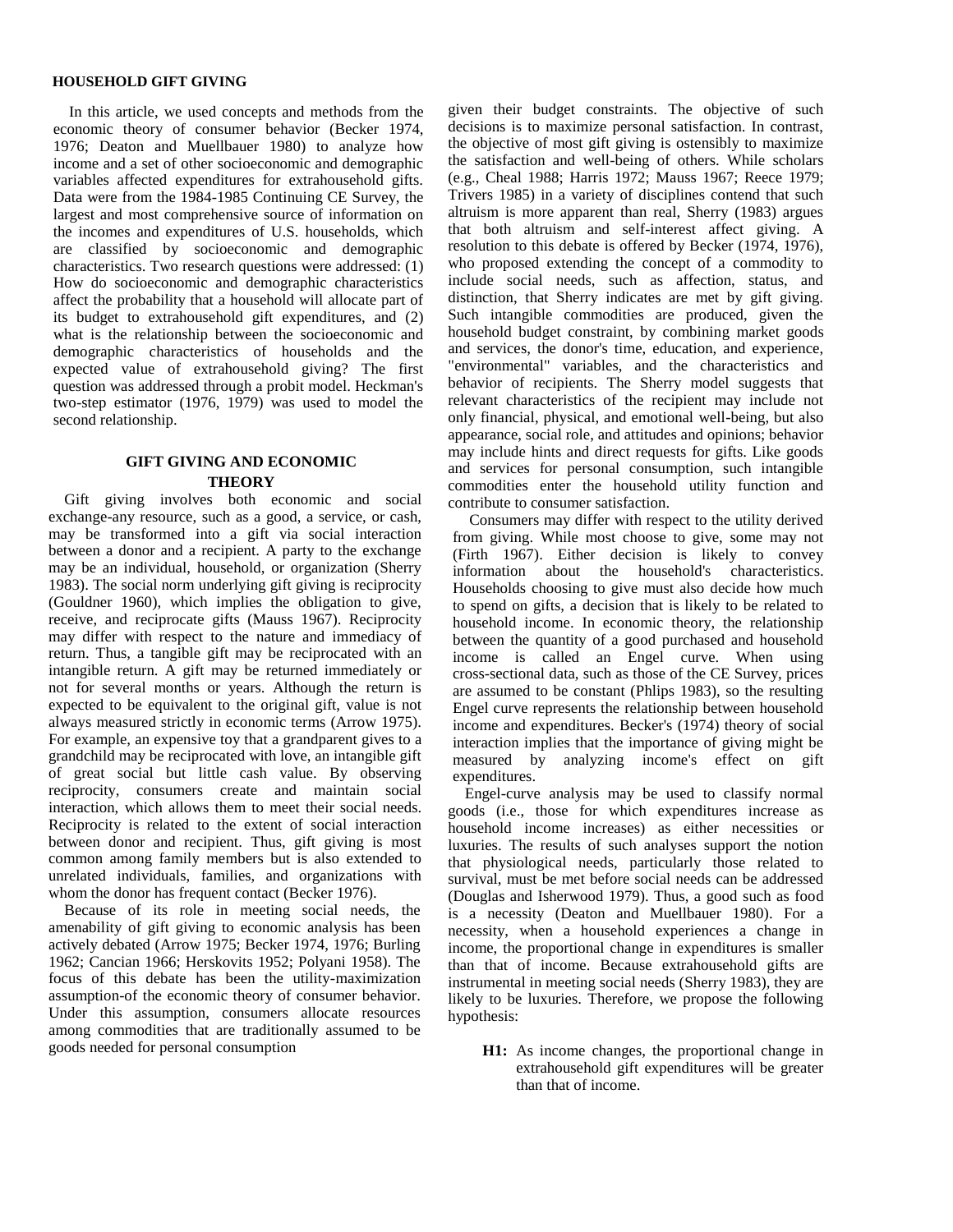**HOUSEHOLD GIFT GIVING**

In this article, we used concepts and methods from the economic theory of consumer behavior (Becker 1974, 1976; Deaton and Muellbauer 1980) to analyze how income and a set of other socioeconomic and demographic variables affected expenditures for extrahousehold gifts. Data were from the 1984-1985 Continuing CE Survey, the largest and most comprehensive source of information on the incomes and expenditures of U.S. households, which are classified by socioeconomic and demographic characteristics. Two research questions were addressed: (1) How do socioeconomic and demographic characteristics affect the probability that a household will allocate part of its budget to extrahousehold gift expenditures, and (2) what is the relationship between the socioeconomic and demographic characteristics of households and the expected value of extrahousehold giving? The first question was addressed through a probit model. Heckman's two-step estimator (1976, 1979) was used to model the second relationship.

## GIFT GIVING AND ECONOMIC THEORY

Gift giving involves both economic and social exchange-any resource, such as a good, a service, or cash, may be transformed into a gift via social interaction between a donor and a recipient. A party to the exchange may be an individual, household, or organization (Sherry 1983). The social norm underlying gift giving is reciprocity (Gouldner 1960), which implies the obligation to give, receive, and reciprocate gifts (Mauss 1967). Reciprocity may differ with respect to the nature and immediacy of return. Thus, a tangible gift may be reciprocated with an intangible return. A gift may be returned immediately or not for several months or years. Although the return is expected to be equivalent to the original gift, value is not always measured strictly in economic terms (Arrow 1975). For example, an expensive toy that a grandparent gives to a grandchild may be reciprocated with love, an intangible gift of great social but little cash value. By observing reciprocity, consumers create and maintain social interaction, which allows them to meet their social needs. Reciprocity is related to the extent of social interaction between donor and recipient. Thus, gift giving is most common among family members but is also extended to unrelated individuals, families, and organizations with whom the donor has frequent contact (Becker 1976).

Because of its role in meeting social needs, the amenability of gift giving to economic analysis has been actively debated (Arrow 1975; Becker 1974, 1976; Burling 1962; Cancian 1966; Herskovits 1952; Polyani 1958). The focus of this debate has been the utility-maximization assumption-of the economic theory of consumer behavior. Under this assumption, consumers allocate resources among commodities that are traditionally assumed to be goods needed for personal consumption given their budget constraints. The objective of such decisions is to maximize personal satisfaction. In contrast, the objective of most gift giving is ostensibly to maximize the satisfaction and well-being of others. While scholars (e.g., Cheal 1988; Harris 1972; Mauss 1967; Reece 1979; Trivers 1985) in a variety of disciplines contend that such altruism is more apparent than real, Sherry (1983) argues that both altruism and self-interest affect giving. A resolution to this debate is offered by Becker (1974, 1976), who proposed extending the concept of a commodity to include social needs, such as affection, status, and distinction, that Sherry indicates are met by gift giving. Such intangible commodities are produced, given the household budget constraint, by combining market goods and services, the donor's time, education, and experience, "environmental" variables, and the characteristics and behavior of recipients. The Sherry model suggests that relevant characteristics of the recipient may include not only financial, physical, and emotional well-being, but also appearance, social role, and attitudes and opinions; behavior may include hints and direct requests for gifts. Like goods and services for personal consumption, such intangible commodities enter the household utility function and contribute to consumer satisfaction.

Consumers may differ with respect to the utility derived from giving. While most choose to give, some may not (Firth 1967). Either decision is likely to convey information about the household's characteristics. Households choosing to give must also decide how much to spend on gifts, a decision that is likely to be related to household income. In economic theory, the relationship between the quantity of a good purchased and household income is called an Engel curve. When using cross-sectional data, such as those of the CE Survey, prices are assumed to be constant (Phlips 1983), so the resulting Engel curve represents the relationship between household income and expenditures. Becker's (1974) theory of social interaction implies that the importance of giving might be measured by analyzing income's effect on gift expenditures.

Engel-curve analysis may be used to classify normal goods (i.e., those for which expenditures increase as household income increases) as either necessities or luxuries. The results of such analyses support the notion that physiological needs, particularly those related to survival, must be met before social needs can be addressed (Douglas and Isherwood 1979). Thus, a good such as food is a necessity (Deaton and Muellbauer 1980). For a necessity, when a household experiences a change in income, the proportional change in expenditures is smaller than that of income. Because extrahousehold gifts are instrumental in meeting social needs (Sherry 1983), they are likely to be luxuries. Therefore, we propose the following hypothesis:

> **H1:** As income changes, the proportional change in extrahousehold gift expenditures will be greater than that of income.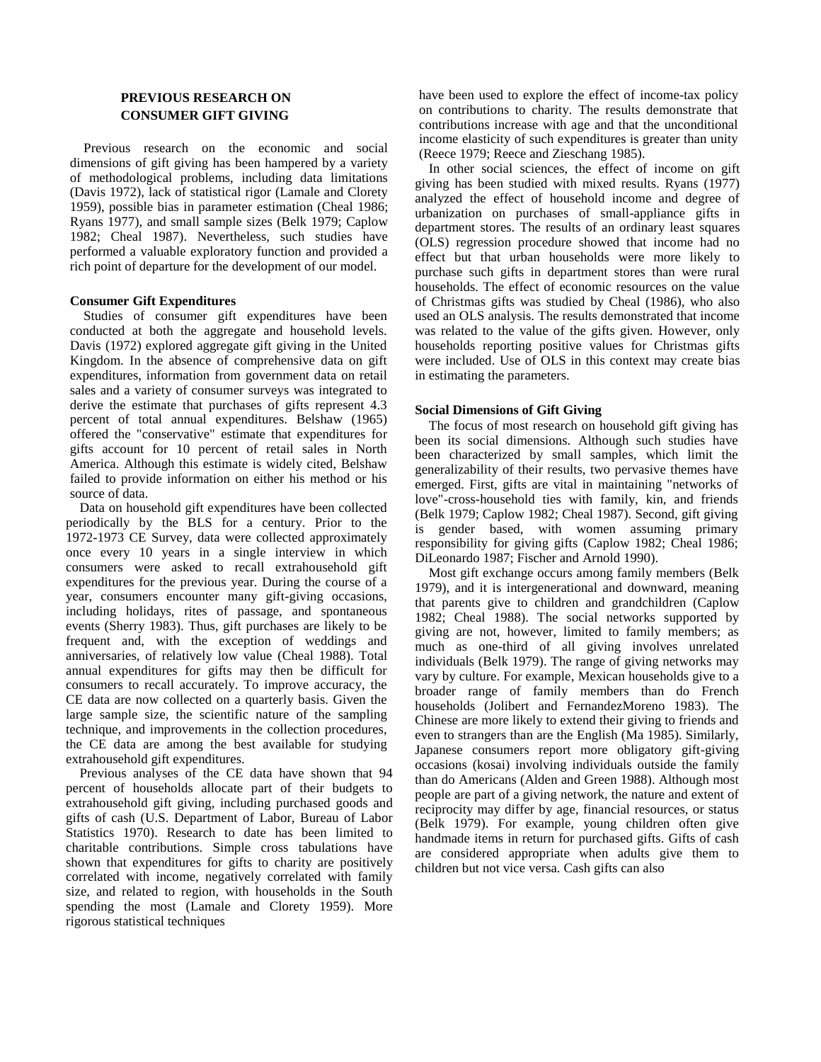## PREVIOUS RESEARCH ON CONSUMER GIFT GIVING

Previous research on the economic and social dimensions of gift giving has been hampered by a variety of methodological problems, including data limitations (Davis 1972), lack of statistical rigor (Lamale and Clorety 1959), possible bias in parameter estimation (Cheal 1986; Ryans 1977), and small sample sizes (Belk 1979; Caplow 1982; Cheal 1987). Nevertheless, such studies have performed a valuable exploratory function and provided a rich point of departure for the development of our model.

### Consumer Gift Expenditures

Studies of consumer gift expenditures have been conducted at both the aggregate and household levels. Davis (1972) explored aggregate gift giving in the United Kingdom. In the absence of comprehensive data on gift expenditures, information from government data on retail sales and a variety of consumer surveys was integrated to derive the estimate that purchases of gifts represent 4.3 percent of total annual expenditures. Belshaw (1965) offered the "conservative" estimate that expenditures for gifts account for 10 percent of retail sales in North America. Although this estimate is widely cited, Belshaw failed to provide information on either his method or his source of data.

Data on household gift expenditures have been collected periodically by the BLS for a century. Prior to the 1972-1973 CE Survey, data were collected approximately once every 10 years in a single interview in which consumers were asked to recall extrahousehold gift expenditures for the previous year. During the course of a year, consumers encounter many gift-giving occasions, including holidays, rites of passage, and spontaneous events (Sherry 1983). Thus, gift purchases are likely to be frequent and, with the exception of weddings and anniversaries, of relatively low value (Cheal 1988). Total annual expenditures for gifts may then be difficult for consumers to recall accurately. To improve accuracy, the CE data are now collected on a quarterly basis. Given the large sample size, the scientific nature of the sampling technique, and improvements in the collection procedures, the CE data are among the best available for studying extrahousehold gift expenditures.

Previous analyses of the CE data have shown that 94 percent of households allocate part of their budgets to extrahousehold gift giving, including purchased goods and gifts of cash (U.S. Department of Labor, Bureau of Labor Statistics 1970). Research to date has been limited to charitable contributions. Simple cross tabulations have shown that expenditures for gifts to charity are positively correlated with income, negatively correlated with family size, and related to region, with households in the South spending the most (Lamale and Clorety 1959). More rigorous statistical techniques have been used to explore the effect of income-tax policy on contributions to charity. The results demonstrate that contributions increase with age and that the unconditional income elasticity of such expenditures is greater than unity (Reece 1979; Reece and Zieschang 1985).

In other social sciences, the effect of income on gift giving has been studied with mixed results. Ryans (1977) analyzed the effect of household income and degree of urbanization on purchases of small-appliance gifts in department stores. The results of an ordinary least squares (OLS) regression procedure showed that income had no effect but that urban households were more likely to purchase such gifts in department stores than were rural households. The effect of economic resources on the value of Christmas gifts was studied by Cheal (1986), who also used an OLS analysis. The results demonstrated that income was related to the value of the gifts given. However, only households reporting positive values for Christmas gifts were included. Use of OLS in this context may create bias in estimating the parameters.

### Social Dimensions of Gift Giving

The focus of most research on household gift giving has been its social dimensions. Although such studies have been characterized by small samples, which limit the generalizability of their results, two pervasive themes have emerged. First, gifts are vital in maintaining "networks of love"-cross-household ties with family, kin, and friends (Belk 1979; Caplow 1982; Cheal 1987). Second, gift giving is gender based, with women assuming primary responsibility for giving gifts (Caplow 1982; Cheal 1986; DiLeonardo 1987; Fischer and Arnold 1990).

Most gift exchange occurs among family members (Belk 1979), and it is intergenerational and downward, meaning that parents give to children and grandchildren (Caplow 1982; Cheal 1988). The social networks supported by giving are not, however, limited to family members; as much as one-third of all giving involves unrelated individuals (Belk 1979). The range of giving networks may vary by culture. For example, Mexican households give to a broader range of family members than do French households (Jolibert and FernandezMoreno 1983). The Chinese are more likely to extend their giving to friends and even to strangers than are the English (Ma 1985). Similarly, Japanese consumers report more obligatory gift-giving occasions (kosai) involving individuals outside the family than do Americans (Alden and Green 1988). Although most people are part of a giving network, the nature and extent of reciprocity may differ by age, financial resources, or status (Belk 1979). For example, young children often give handmade items in return for purchased gifts. Gifts of cash are considered appropriate when adults give them to children but not vice versa. Cash gifts can also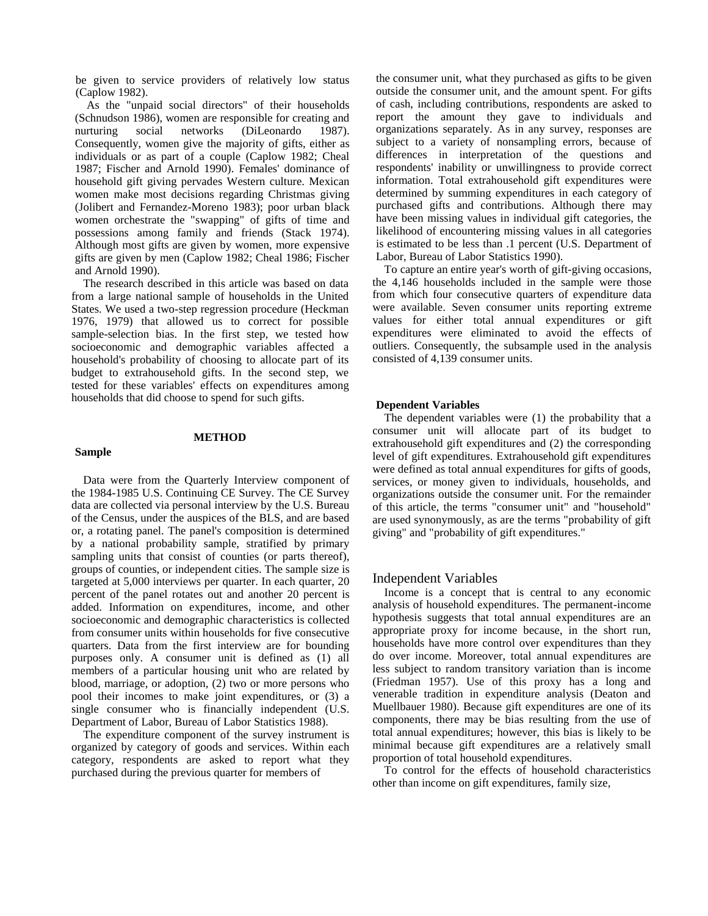be given to service providers of relatively low status (Caplow 1982).

As the "unpaid social directors" of their households (Schnudson 1986), women are responsible for creating and nurturing social networks (DiLeonardo 1987). Consequently, women give the majority of gifts, either as individuals or as part of a couple (Caplow 1982; Cheal 1987; Fischer and Arnold 1990). Females' dominance of household gift giving pervades Western culture. Mexican women make most decisions regarding Christmas giving (Jolibert and Fernandez-Moreno 1983); poor urban black women orchestrate the "swapping" of gifts of time and possessions among family and friends (Stack 1974). Although most gifts are given by women, more expensive gifts are given by men (Caplow 1982; Cheal 1986; Fischer and Arnold 1990).

The research described in this article was based on data from a large national sample of households in the United States. We used a two-step regression procedure (Heckman 1976, 1979) that allowed us to correct for possible sample-selection bias. In the first step, we tested how socioeconomic and demographic variables affected a household's probability of choosing to allocate part of its budget to extrahousehold gifts. In the second step, we tested for these variables' effects on expenditures among households that did choose to spend for such gifts.

## METHOD

### Sample

Data were from the Quarterly Interview component of the 1984-1985 U.S. Continuing CE Survey. The CE Survey data are collected via personal interview by the U.S. Bureau of the Census, under the auspices of the BLS, and are based or, a rotating panel. The panel's composition is determined by a national probability sample, stratified by primary sampling units that consist of counties (or parts thereof), groups of counties, or independent cities. The sample size is targeted at 5,000 interviews per quarter. In each quarter, 20 percent of the panel rotates out and another 20 percent is added. Information on expenditures, income, and other socioeconomic and demographic characteristics is collected from consumer units within households for five consecutive quarters. Data from the first interview are for bounding purposes only. A consumer unit is defined as (1) all members of a particular housing unit who are related by blood, marriage, or adoption, (2) two or more persons who pool their incomes to make joint expenditures, or (3) a single consumer who is financially independent (U.S. Department of Labor, Bureau of Labor Statistics 1988).

The expenditure component of the survey instrument is organized by category of goods and services. Within each category, respondents are asked to report what they purchased during the previous quarter for members of the consumer unit, what they purchased as gifts to be given outside the consumer unit, and the amount spent. For gifts of cash, including contributions, respondents are asked to report the amount they gave to individuals and organizations separately. As in any survey, responses are subject to a variety of nonsampling errors, because of differences in interpretation of the questions and respondents' inability or unwillingness to provide correct information. Total extrahousehold gift expenditures were determined by summing expenditures in each category of purchased gifts and contributions. Although there may have been missing values in individual gift categories, the likelihood of encountering missing values in all categories is estimated to be less than .1 percent (U.S. Department of Labor, Bureau of Labor Statistics 1990).

To capture an entire year's worth of gift-giving occasions, the 4,146 households included in the sample were those from which four consecutive quarters of expenditure data were available. Seven consumer units reporting extreme values for either total annual expenditures or gift expenditures were eliminated to avoid the effects of outliers. Consequently, the subsample used in the analysis consisted of 4,139 consumer units.

### Dependent Variables

The dependent variables were (1) the probability that a consumer unit will allocate part of its budget to extrahousehold gift expenditures and (2) the corresponding level of gift expenditures. Extrahousehold gift expenditures were defined as total annual expenditures for gifts of goods, services, or money given to individuals, households, and organizations outside the consumer unit. For the remainder of this article, the terms "consumer unit" and "household" are used synonymously, as are the terms "probability of gift giving" and "probability of gift expenditures."

### Independent Variables

Income is a concept that is central to any economic analysis of household expenditures. The permanent-income hypothesis suggests that total annual expenditures are an appropriate proxy for income because, in the short run, households have more control over expenditures than they do over income. Moreover, total annual expenditures are less subject to random transitory variation than is income (Friedman 1957). Use of this proxy has a long and venerable tradition in expenditure analysis (Deaton and Muellbauer 1980). Because gift expenditures are one of its components, there may be bias resulting from the use of total annual expenditures; however, this bias is likely to be minimal because gift expenditures are a relatively small proportion of total household expenditures.

To control for the effects of household characteristics other than income on gift expenditures, family size,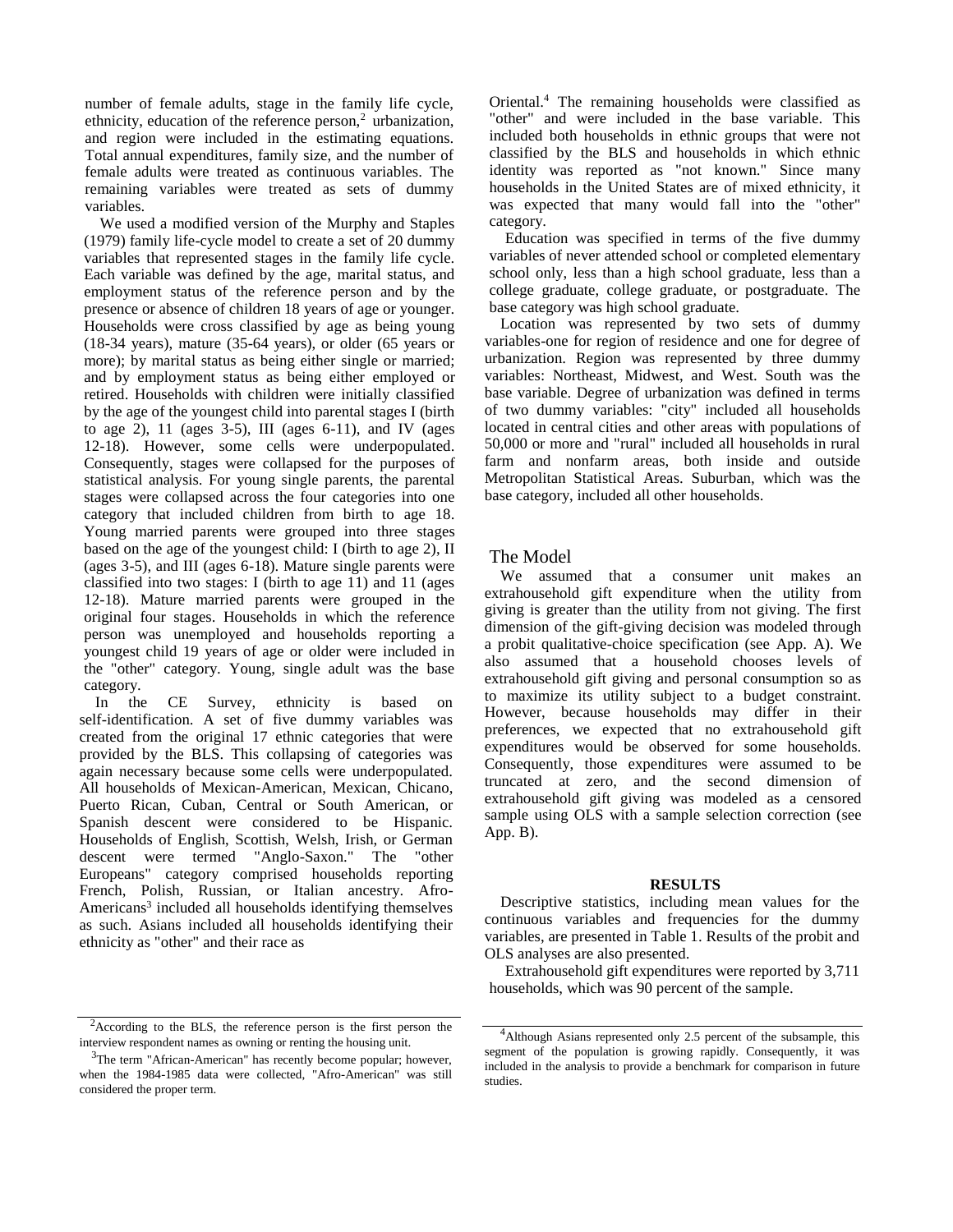number of female adults, stage in the family life cycle, ethnicity, education of the reference person,[2] urbanization, and region were included in the estimating equations. Total annual expenditures, family size, and the number of female adults were treated as continuous variables. The remaining variables were treated as sets of dummy variables.

We used a modified version of the Murphy and Staples (1979) family life-cycle model to create a set of 20 dummy variables that represented stages in the family life cycle. Each variable was defined by the age, marital status, and employment status of the reference person and by the presence or absence of children 18 years of age or younger. Households were cross classified by age as being young (18-34 years), mature (35-64 years), or older (65 years or more); by marital status as being either single or married; and by employment status as being either employed or retired. Households with children were initially classified by the age of the youngest child into parental stages I (birth to age 2), 11 (ages 3-5), III (ages 6-11), and IV (ages 12-18). However, some cells were underpopulated. Consequently, stages were collapsed for the purposes of statistical analysis. For young single parents, the parental stages were collapsed across the four categories into one category that included children from birth to age 18. Young married parents were grouped into three stages based on the age of the youngest child: I (birth to age 2), II (ages 3-5), and III (ages 6-18). Mature single parents were classified into two stages: I (birth to age 11) and 11 (ages 12-18). Mature married parents were grouped in the original four stages. Households in which the reference person was unemployed and households reporting a youngest child 19 years of age or older were included in the "other" category. Young, single adult was the base category.

In the CE Survey, ethnicity is based on self-identification. A set of five dummy variables was created from the original 17 ethnic categories that were provided by the BLS. This collapsing of categories was again necessary because some cells were underpopulated. All households of Mexican-American, Mexican, Chicano, Puerto Rican, Cuban, Central or South American, or Spanish descent were considered to be Hispanic. Households of English, Scottish, Welsh, Irish, or German descent were termed "Anglo-Saxon." The "other Europeans" category comprised households reporting French, Polish, Russian, or Italian ancestry. Afro-Americans[3] included all households identifying themselves as such. Asians included all households identifying their ethnicity as "other" and their race as Oriental.[4] The remaining households were classified as "other" and were included in the base variable. This included both households in ethnic groups that were not classified by the BLS and households in which ethnic identity was reported as "not known." Since many households in the United States are of mixed ethnicity, it was expected that many would fall into the "other" category.

Education was specified in terms of the five dummy variables of never attended school or completed elementary school only, less than a high school graduate, less than a college graduate, college graduate, or postgraduate. The base category was high school graduate.

Location was represented by two sets of dummy variables-one for region of residence and one for degree of urbanization. Region was represented by three dummy variables: Northeast, Midwest, and West. South was the base variable. Degree of urbanization was defined in terms of two dummy variables: "city" included all households located in central cities and other areas with populations of 50,000 or more and "rural" included all households in rural farm and nonfarm areas, both inside and outside Metropolitan Statistical Areas. Suburban, which was the base category, included all other households.

## The Model

We assumed that a consumer unit makes an extrahousehold gift expenditure when the utility from giving is greater than the utility from not giving. The first dimension of the gift-giving decision was modeled through a probit qualitative-choice specification (see App. A). We also assumed that a household chooses levels of extrahousehold gift giving and personal consumption so as to maximize its utility subject to a budget constraint. However, because households may differ in their preferences, we expected that no extrahousehold gift expenditures would be observed for some households. Consequently, those expenditures were assumed to be truncated at zero, and the second dimension of extrahousehold gift giving was modeled as a censored sample using OLS with a sample selection correction (see App. B).

## RESULTS

Descriptive statistics, including mean values for the continuous variables and frequencies for the dummy variables, are presented in Table 1. Results of the probit and OLS analyses are also presented.

Extrahousehold gift expenditures were reported by 3,711 households, which was 90 percent of the sample.

---

[2]According to the BLS, the reference person is the first person the interview respondent names as owning or renting the housing unit.

[3]The term "African-American" has recently become popular; however, when the 1984-1985 data were collected, "Afro-American" was still considered the proper term.

[4]Although Asians represented only 2.5 percent of the subsample, this segment of the population is growing rapidly. Consequently, it was included in the analysis to provide a benchmark for comparison in future studies.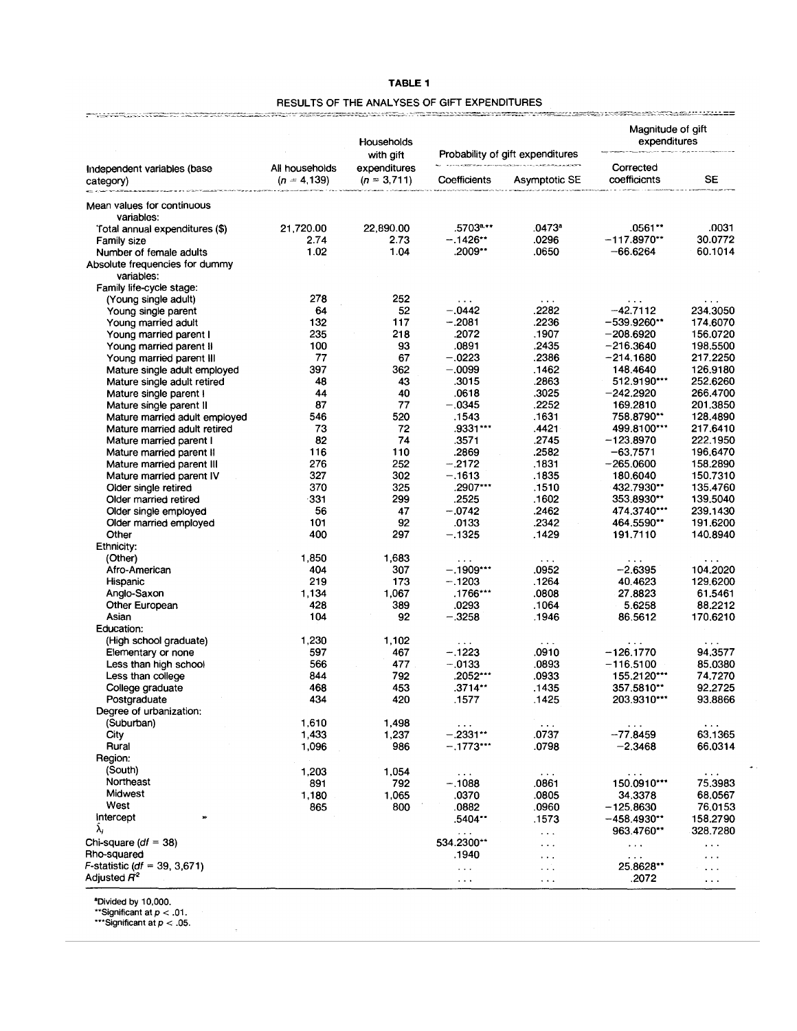**TABLE 1**

RESULTS OF THE ANALYSES OF GIFT EXPENDITURES

| Independent variables (base category) | All households ($n$ = 4,139) | Households with gift expenditures ($n$ = 3,711) | Probability of gift expenditures | | Magnitude of gift expenditures | |
|---|---|---|---|---|---|---|
| | | | Coefficients | Asymptotic SE | Corrected coefficients | SE |
| Mean values for continuous variables: | | | | | | |
| Total annual expenditures ($) | 21,720.00 | 22,890.00 | .5703[a],** | .0473[a] | .0561** | .0031 |
| Family size | 2.74 | 2.73 | −.1426** | .0296 | −117.8970** | 30.0772 |
| Number of female adults | 1.02 | 1.04 | .2009** | .0650 | −66.6264 | 60.1014 |
| Absolute frequencies for dummy variables: | | | | | | |
| Family life-cycle stage: | | | | | | |
| (Young single adult) | 278 | 252 | ... | ... | ... | ... |
| Young single parent | 64 | 52 | −.0442 | .2282 | −42.7112 | 234.3050 |
| Young married adult | 132 | 117 | −.2081 | .2236 | −539.9260** | 174.6070 |
| Young married parent I | 235 | 218 | .2072 | .1907 | −208.6920 | 156.0720 |
| Young married parent II | 100 | 93 | .0891 | .2435 | −216.3640 | 198.5500 |
| Young married parent III | 77 | 67 | −.0223 | .2386 | −214.1680 | 217.2250 |
| Mature single adult employed | 397 | 362 | −.0099 | .1462 | 148.4640 | 126.9180 |
| Mature single adult retired | 48 | 43 | .3015 | .2863 | 512.9190*** | 252.6260 |
| Mature single parent I | 44 | 40 | .0618 | .3025 | −242.2920 | 266.4700 |
| Mature single parent II | 87 | 77 | −.0345 | .2252 | 169.2810 | 201.3850 |
| Mature married adult employed | 546 | 520 | .1543 | .1631 | 758.8790** | 128.4890 |
| Mature married adult retired | 73 | 72 | .9331*** | .4421 | 499.8100*** | 217.6410 |
| Mature married parent I | 82 | 74 | .3571 | .2745 | −123.8970 | 222.1950 |
| Mature married parent II | 116 | 110 | .2869 | .2582 | −63.7571 | 196.6470 |
| Mature married parent III | 276 | 252 | −.2172 | .1831 | −265.0600 | 158.2890 |
| Mature married parent IV | 327 | 302 | −.1613 | .1835 | 180.6040 | 150.7310 |
| Older single retired | 370 | 325 | .2907*** | .1510 | 432.7930** | 135.4760 |
| Older married retired | 331 | 299 | .2525 | .1602 | 353.8930** | 139.5040 |
| Older single employed | 56 | 47 | −.0742 | .2462 | 474.3740*** | 239.1430 |
| Older married employed | 101 | 92 | .0133 | .2342 | 464.5590** | 191.6200 |
| Other | 400 | 297 | −.1325 | .1429 | 191.7110 | 140.8940 |
| Ethnicity: | | | | | | |
| (Other) | 1,850 | 1,683 | ... | ... | ... | ... |
| Afro-American | 404 | 307 | −.1909*** | .0952 | −2.6395 | 104.2020 |
| Hispanic | 219 | 173 | −.1203 | .1264 | 40.4623 | 129.6200 |
| Anglo-Saxon | 1,134 | 1,067 | .1766*** | .0808 | 27.8823 | 61.5461 |
| Other European | 428 | 389 | .0293 | .1064 | 5.6258 | 88.2212 |
| Asian | 104 | 92 | −.3258 | .1946 | 86.5612 | 170.6210 |
| Education: | | | | | | |
| (High school graduate) | 1,230 | 1,102 | ... | ... | ... | ... |
| Elementary or none | 597 | 467 | −.1223 | .0910 | −126.1770 | 94.3577 |
| Less than high school | 566 | 477 | −.0133 | .0893 | −116.5100 | 85.0380 |
| Less than college | 844 | 792 | .2052*** | .0933 | 155.2120*** | 74.7270 |
| College graduate | 468 | 453 | .3714** | .1435 | 357.5810** | 92.2725 |
| Postgraduate | 434 | 420 | .1577 | .1425 | 203.9310*** | 93.8866 |
| Degree of urbanization: | | | | | | |
| (Suburban) | 1,610 | 1,498 | ... | ... | ... | ... |
| City | 1,433 | 1,237 | −.2331** | .0737 | −77.8459 | 63.1365 |
| Rural | 1,096 | 986 | −.1773*** | .0798 | −2.3468 | 66.0314 |
| Region: | | | | | | |
| (South) | 1,203 | 1,054 | ... | ... | ... | ... |
| Northeast | 891 | 792 | −.1088 | .0861 | 150.0910*** | 75.3983 |
| Midwest | 1,180 | 1,065 | .0370 | .0805 | 34.3378 | 68.0567 |
| West | 865 | 800 | .0882 | .0960 | −125.8630 | 76.0153 |
| Intercept | | | .5404** | .1573 | −458.4930** | 158.2790 |
| $\hat{\lambda}_i$ | | | ... | ... | 963.4760** | 328.7280 |
| Chi-square ($df$ = 38) | | | 534.2300** | ... | ... | ... |
| Rho-squared | | | .1940 | ... | ... | ... |
| $F$-statistic ($df$ = 39, 3,671) | | | ... | ... | 25.8628** | ... |
| Adjusted $R^2$ | | | ... | ... | .2072 | ... |

[a]Divided by 10,000.
**Significant at $p < .01$.
***Significant at $p < .05$.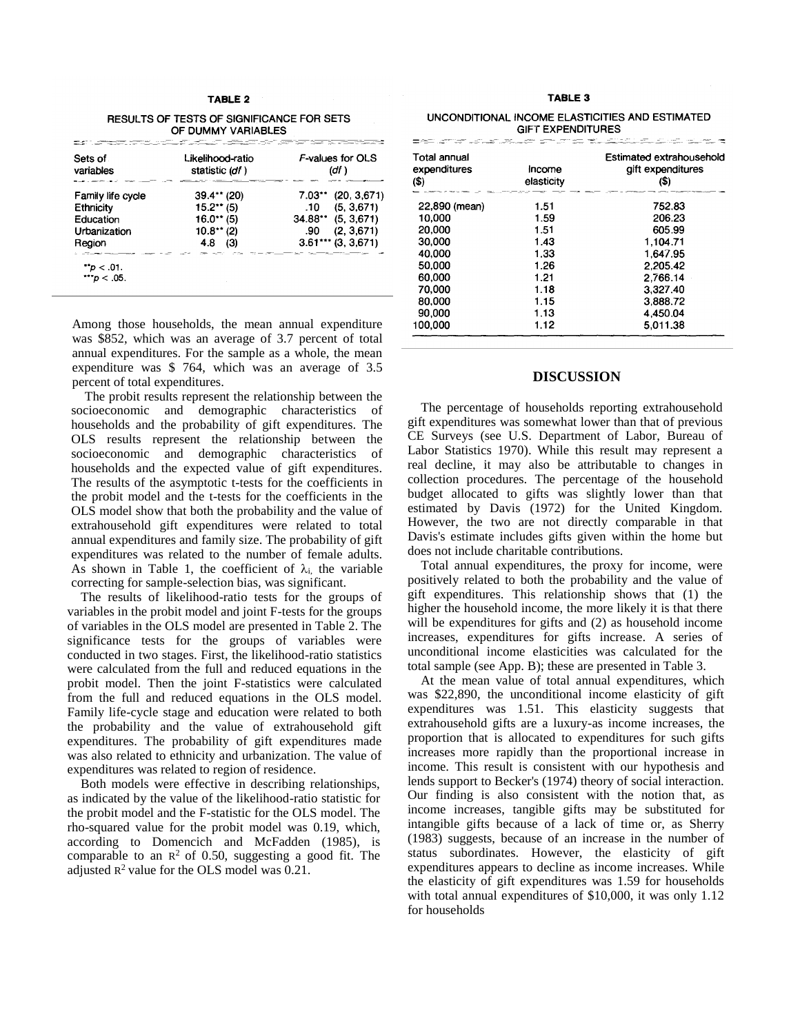**TABLE 2**

RESULTS OF TESTS OF SIGNIFICANCE FOR SETS OF DUMMY VARIABLES

| Sets of variables | Likelihood-ratio statistic (*df*) | *F*-values for OLS (*df*) |
|---|---|---|
| Family life cycle | 39.4** (20) | 7.03** (20, 3,671) |
| Ethnicity | 15.2** (5) | .10 (5, 3,671) |
| Education | 16.0** (5) | 34.88** (5, 3,671) |
| Urbanization | 10.8** (2) | .90 (2, 3,671) |
| Region | 4.8 (3) | 3.61*** (3, 3,671) |

**$p < .01$.
***$p < .05$.

**TABLE 3**

UNCONDITIONAL INCOME ELASTICITIES AND ESTIMATED GIFT EXPENDITURES

| Total annual expenditures ($) | Income elasticity | Estimated extrahousehold gift expenditures ($) |
|---|---|---|
| 22,890 (mean) | 1.51 | 752.83 |
| 10,000 | 1.59 | 206.23 |
| 20,000 | 1.51 | 605.99 |
| 30,000 | 1.43 | 1,104.71 |
| 40,000 | 1.33 | 1,647.95 |
| 50,000 | 1.26 | 2,205.42 |
| 60,000 | 1.21 | 2,766.14 |
| 70,000 | 1.18 | 3,327.40 |
| 80,000 | 1.15 | 3,888.72 |
| 90,000 | 1.13 | 4,450.04 |
| 100,000 | 1.12 | 5,011.38 |

Among those households, the mean annual expenditure was $852, which was an average of 3.7 percent of total annual expenditures. For the sample as a whole, the mean expenditure was $ 764, which was an average of 3.5 percent of total expenditures.

The probit results represent the relationship between the socioeconomic and demographic characteristics of households and the probability of gift expenditures. The OLS results represent the relationship between the socioeconomic and demographic characteristics of households and the expected value of gift expenditures. The results of the asymptotic t-tests for the coefficients in the probit model and the t-tests for the coefficients in the OLS model show that both the probability and the value of extrahousehold gift expenditures were related to total annual expenditures and family size. The probability of gift expenditures was related to the number of female adults. As shown in Table 1, the coefficient of $\lambda_i$, the variable correcting for sample-selection bias, was significant.

The results of likelihood-ratio tests for the groups of variables in the probit model and joint F-tests for the groups of variables in the OLS model are presented in Table 2. The significance tests for the groups of variables were conducted in two stages. First, the likelihood-ratio statistics were calculated from the full and reduced equations in the probit model. Then the joint F-statistics were calculated from the full and reduced equations in the OLS model. Family life-cycle stage and education were related to both the probability and the value of extrahousehold gift expenditures. The probability of gift expenditures made was also related to ethnicity and urbanization. The value of expenditures was related to region of residence.

Both models were effective in describing relationships, as indicated by the value of the likelihood-ratio statistic for the probit model and the F-statistic for the OLS model. The rho-squared value for the probit model was 0.19, which, according to Domencich and McFadden (1985), is comparable to an $R^2$ of 0.50, suggesting a good fit. The adjusted $R^2$ value for the OLS model was 0.21.

## DISCUSSION

The percentage of households reporting extrahousehold gift expenditures was somewhat lower than that of previous CE Surveys (see U.S. Department of Labor, Bureau of Labor Statistics 1970). While this result may represent a real decline, it may also be attributable to changes in collection procedures. The percentage of the household budget allocated to gifts was slightly lower than that estimated by Davis (1972) for the United Kingdom. However, the two are not directly comparable in that Davis's estimate includes gifts given within the home but does not include charitable contributions.

Total annual expenditures, the proxy for income, were positively related to both the probability and the value of gift expenditures. This relationship shows that (1) the higher the household income, the more likely it is that there will be expenditures for gifts and (2) as household income increases, expenditures for gifts increase. A series of unconditional income elasticities was calculated for the total sample (see App. B); these are presented in Table 3.

At the mean value of total annual expenditures, which was $22,890, the unconditional income elasticity of gift expenditures was 1.51. This elasticity suggests that extrahousehold gifts are a luxury-as income increases, the proportion that is allocated to expenditures for such gifts increases more rapidly than the proportional increase in income. This result is consistent with our hypothesis and lends support to Becker's (1974) theory of social interaction. Our finding is also consistent with the notion that, as income increases, tangible gifts may be substituted for intangible gifts because of a lack of time or, as Sherry (1983) suggests, because of an increase in the number of status subordinates. However, the elasticity of gift expenditures appears to decline as income increases. While the elasticity of gift expenditures was 1.59 for households with total annual expenditures of $10,000, it was only 1.12 for households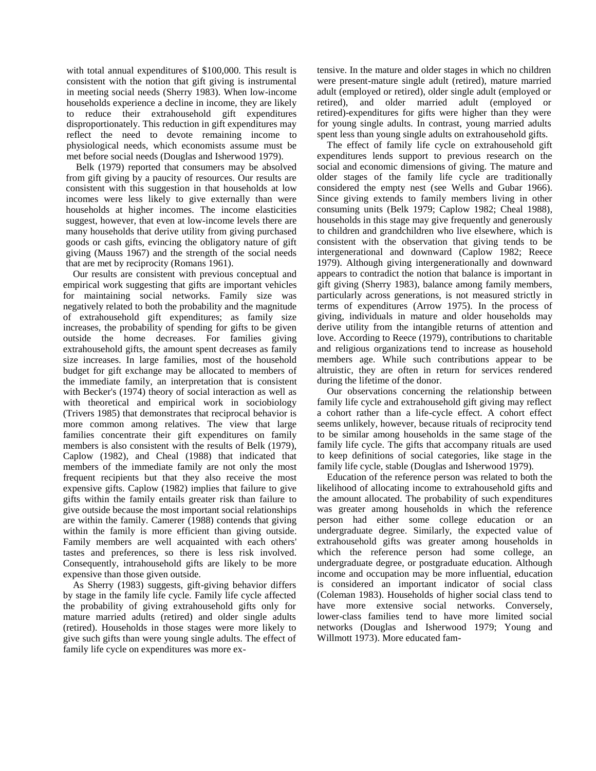with total annual expenditures of $100,000. This result is consistent with the notion that gift giving is instrumental in meeting social needs (Sherry 1983). When low-income households experience a decline in income, they are likely to reduce their extrahousehold gift expenditures disproportionately. This reduction in gift expenditures may reflect the need to devote remaining income to physiological needs, which economists assume must be met before social needs (Douglas and Isherwood 1979).

Belk (1979) reported that consumers may be absolved from gift giving by a paucity of resources. Our results are consistent with this suggestion in that households at low incomes were less likely to give externally than were households at higher incomes. The income elasticities suggest, however, that even at low-income levels there are many households that derive utility from giving purchased goods or cash gifts, evincing the obligatory nature of gift giving (Mauss 1967) and the strength of the social needs that are met by reciprocity (Romans 1961).

Our results are consistent with previous conceptual and empirical work suggesting that gifts are important vehicles for maintaining social networks. Family size was negatively related to both the probability and the magnitude of extrahousehold gift expenditures; as family size increases, the probability of spending for gifts to be given outside the home decreases. For families giving extrahousehold gifts, the amount spent decreases as family size increases. In large families, most of the household budget for gift exchange may be allocated to members of the immediate family, an interpretation that is consistent with Becker's (1974) theory of social interaction as well as with theoretical and empirical work in sociobiology (Trivers 1985) that demonstrates that reciprocal behavior is more common among relatives. The view that large families concentrate their gift expenditures on family members is also consistent with the results of Belk (1979), Caplow (1982), and Cheal (1988) that indicated that members of the immediate family are not only the most frequent recipients but that they also receive the most expensive gifts. Caplow (1982) implies that failure to give gifts within the family entails greater risk than failure to give outside because the most important social relationships are within the family. Camerer (1988) contends that giving within the family is more efficient than giving outside. Family members are well acquainted with each others' tastes and preferences, so there is less risk involved. Consequently, intrahousehold gifts are likely to be more expensive than those given outside.

As Sherry (1983) suggests, gift-giving behavior differs by stage in the family life cycle. Family life cycle affected the probability of giving extrahousehold gifts only for mature married adults (retired) and older single adults (retired). Households in those stages were more likely to give such gifts than were young single adults. The effect of family life cycle on expenditures was more extensive. In the mature and older stages in which no children were present-mature single adult (retired), mature married adult (employed or retired), older single adult (employed or retired), and older married adult (employed or retired)-expenditures for gifts were higher than they were for young single adults. In contrast, young married adults spent less than young single adults on extrahousehold gifts.

The effect of family life cycle on extrahousehold gift expenditures lends support to previous research on the social and economic dimensions of giving. The mature and older stages of the family life cycle are traditionally considered the empty nest (see Wells and Gubar 1966). Since giving extends to family members living in other consuming units (Belk 1979; Caplow 1982; Cheal 1988), households in this stage may give frequently and generously to children and grandchildren who live elsewhere, which is consistent with the observation that giving tends to be intergenerational and downward (Caplow 1982; Reece 1979). Although giving intergenerationally and downward appears to contradict the notion that balance is important in gift giving (Sherry 1983), balance among family members, particularly across generations, is not measured strictly in terms of expenditures (Arrow 1975). In the process of giving, individuals in mature and older households may derive utility from the intangible returns of attention and love. According to Reece (1979), contributions to charitable and religious organizations tend to increase as household members age. While such contributions appear to be altruistic, they are often in return for services rendered during the lifetime of the donor.

Our observations concerning the relationship between family life cycle and extrahousehold gift giving may reflect a cohort rather than a life-cycle effect. A cohort effect seems unlikely, however, because rituals of reciprocity tend to be similar among households in the same stage of the family life cycle. The gifts that accompany rituals are used to keep definitions of social categories, like stage in the family life cycle, stable (Douglas and Isherwood 1979).

Education of the reference person was related to both the likelihood of allocating income to extrahousehold gifts and the amount allocated. The probability of such expenditures was greater among households in which the reference person had either some college education or an undergraduate degree. Similarly, the expected value of extrahousehold gifts was greater among households in which the reference person had some college, an undergraduate degree, or postgraduate education. Although income and occupation may be more influential, education is considered an important indicator of social class (Coleman 1983). Households of higher social class tend to have more extensive social networks. Conversely, lower-class families tend to have more limited social networks (Douglas and Isherwood 1979; Young and Willmott 1973). More educated fam-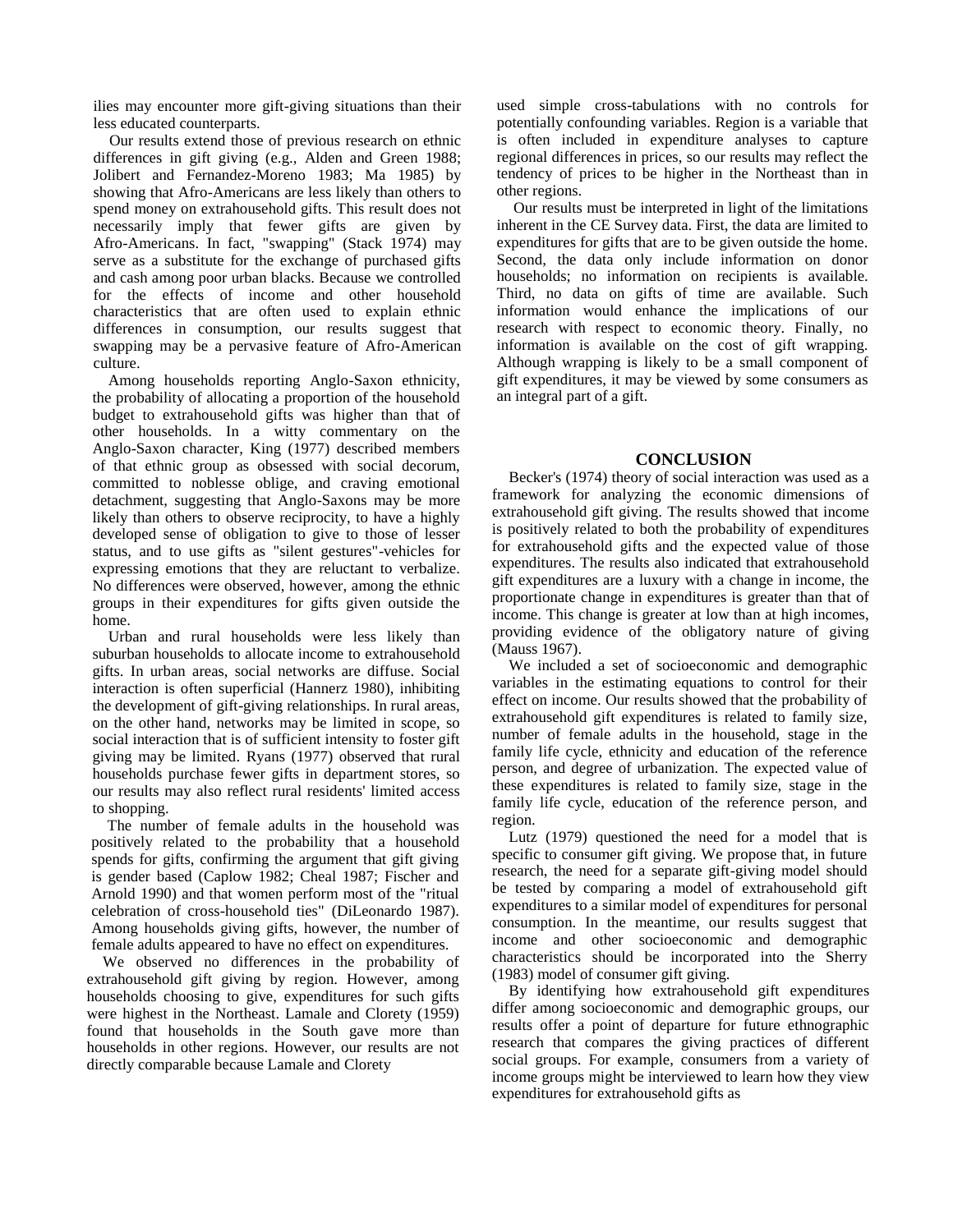ilies may encounter more gift-giving situations than their less educated counterparts.

Our results extend those of previous research on ethnic differences in gift giving (e.g., Alden and Green 1988; Jolibert and Fernandez-Moreno 1983; Ma 1985) by showing that Afro-Americans are less likely than others to spend money on extrahousehold gifts. This result does not necessarily imply that fewer gifts are given by Afro-Americans. In fact, "swapping" (Stack 1974) may serve as a substitute for the exchange of purchased gifts and cash among poor urban blacks. Because we controlled for the effects of income and other household characteristics that are often used to explain ethnic differences in consumption, our results suggest that swapping may be a pervasive feature of Afro-American culture.

Among households reporting Anglo-Saxon ethnicity, the probability of allocating a proportion of the household budget to extrahousehold gifts was higher than that of other households. In a witty commentary on the Anglo-Saxon character, King (1977) described members of that ethnic group as obsessed with social decorum, committed to noblesse oblige, and craving emotional detachment, suggesting that Anglo-Saxons may be more likely than others to observe reciprocity, to have a highly developed sense of obligation to give to those of lesser status, and to use gifts as "silent gestures"-vehicles for expressing emotions that they are reluctant to verbalize. No differences were observed, however, among the ethnic groups in their expenditures for gifts given outside the home.

Urban and rural households were less likely than suburban households to allocate income to extrahousehold gifts. In urban areas, social networks are diffuse. Social interaction is often superficial (Hannerz 1980), inhibiting the development of gift-giving relationships. In rural areas, on the other hand, networks may be limited in scope, so social interaction that is of sufficient intensity to foster gift giving may be limited. Ryans (1977) observed that rural households purchase fewer gifts in department stores, so our results may also reflect rural residents' limited access to shopping.

The number of female adults in the household was positively related to the probability that a household spends for gifts, confirming the argument that gift giving is gender based (Caplow 1982; Cheal 1987; Fischer and Arnold 1990) and that women perform most of the "ritual celebration of cross-household ties" (DiLeonardo 1987). Among households giving gifts, however, the number of female adults appeared to have no effect on expenditures.

We observed no differences in the probability of extrahousehold gift giving by region. However, among households choosing to give, expenditures for such gifts were highest in the Northeast. Lamale and Clorety (1959) found that households in the South gave more than households in other regions. However, our results are not directly comparable because Lamale and Clorety used simple cross-tabulations with no controls for potentially confounding variables. Region is a variable that is often included in expenditure analyses to capture regional differences in prices, so our results may reflect the tendency of prices to be higher in the Northeast than in other regions.

Our results must be interpreted in light of the limitations inherent in the CE Survey data. First, the data are limited to expenditures for gifts that are to be given outside the home. Second, the data only include information on donor households; no information on recipients is available. Third, no data on gifts of time are available. Such information would enhance the implications of our research with respect to economic theory. Finally, no information is available on the cost of gift wrapping. Although wrapping is likely to be a small component of gift expenditures, it may be viewed by some consumers as an integral part of a gift.

## CONCLUSION

Becker's (1974) theory of social interaction was used as a framework for analyzing the economic dimensions of extrahousehold gift giving. The results showed that income is positively related to both the probability of expenditures for extrahousehold gifts and the expected value of those expenditures. The results also indicated that extrahousehold gift expenditures are a luxury with a change in income, the proportionate change in expenditures is greater than that of income. This change is greater at low than at high incomes, providing evidence of the obligatory nature of giving (Mauss 1967).

We included a set of socioeconomic and demographic variables in the estimating equations to control for their effect on income. Our results showed that the probability of extrahousehold gift expenditures is related to family size, number of female adults in the household, stage in the family life cycle, ethnicity and education of the reference person, and degree of urbanization. The expected value of these expenditures is related to family size, stage in the family life cycle, education of the reference person, and region.

Lutz (1979) questioned the need for a model that is specific to consumer gift giving. We propose that, in future research, the need for a separate gift-giving model should be tested by comparing a model of extrahousehold gift expenditures to a similar model of expenditures for personal consumption. In the meantime, our results suggest that income and other socioeconomic and demographic characteristics should be incorporated into the Sherry (1983) model of consumer gift giving.

By identifying how extrahousehold gift expenditures differ among socioeconomic and demographic groups, our results offer a point of departure for future ethnographic research that compares the giving practices of different social groups. For example, consumers from a variety of income groups might be interviewed to learn how they view expenditures for extrahousehold gifts as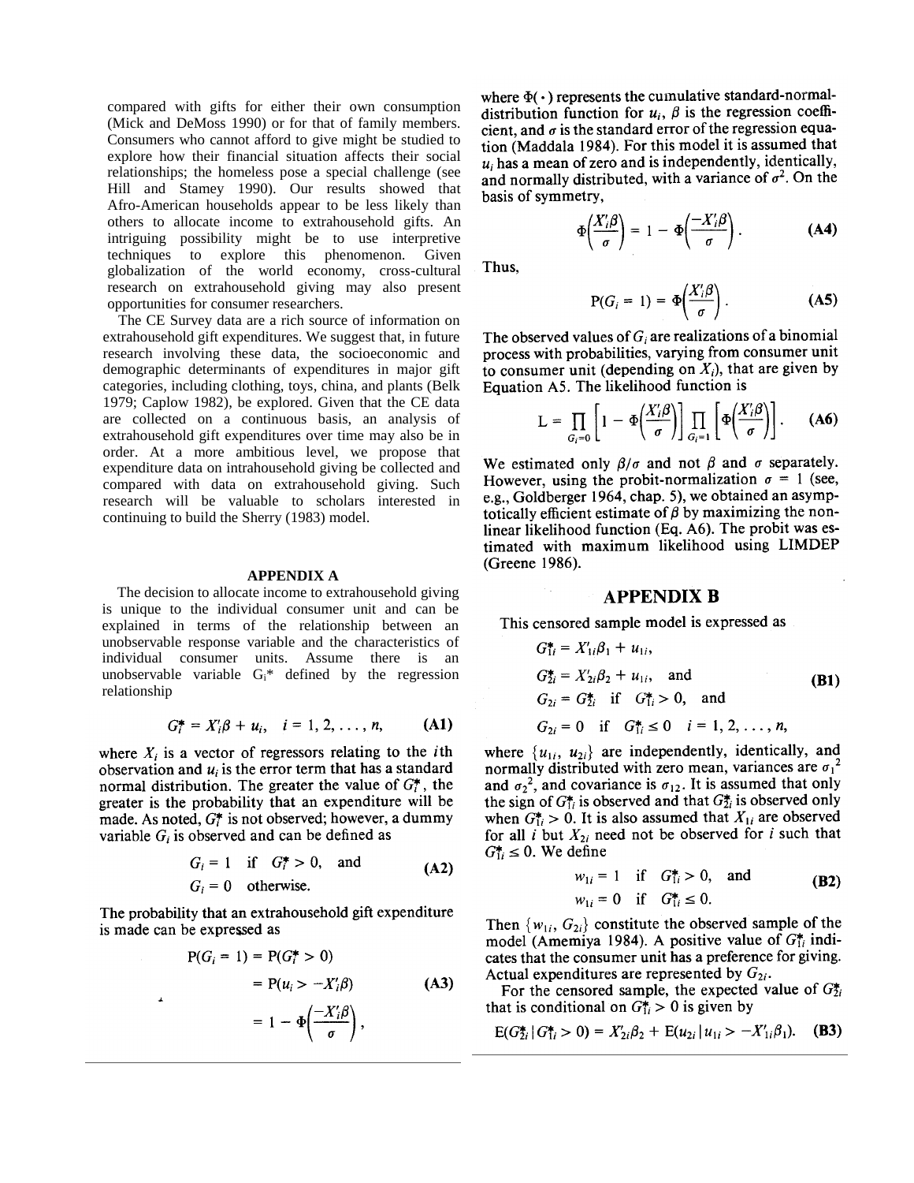compared with gifts for either their own consumption (Mick and DeMoss 1990) or for that of family members. Consumers who cannot afford to give might be studied to explore how their financial situation affects their social relationships; the homeless pose a special challenge (see Hill and Stamey 1990). Our results showed that Afro-American households appear to be less likely than others to allocate income to extrahousehold gifts. An intriguing possibility might be to use interpretive techniques to explore this phenomenon. Given globalization of the world economy, cross-cultural research on extrahousehold giving may also present opportunities for consumer researchers.

The CE Survey data are a rich source of information on extrahousehold gift expenditures. We suggest that, in future research involving these data, the socioeconomic and demographic determinants of expenditures in major gift categories, including clothing, toys, china, and plants (Belk 1979; Caplow 1982), be explored. Given that the CE data are collected on a continuous basis, an analysis of extrahousehold gift expenditures over time may also be in order. At a more ambitious level, we propose that expenditure data on intrahousehold giving be collected and compared with data on extrahousehold giving. Such research will be valuable to scholars interested in continuing to build the Sherry (1983) model.

## APPENDIX A

The decision to allocate income to extrahousehold giving is unique to the individual consumer unit and can be explained in terms of the relationship between an unobservable response variable and the characteristics of individual consumer units. Assume there is an unobservable variable $G_i^*$ defined by the regression relationship

$$G_i^* = X_i'\beta + u_i, \quad i = 1, 2, \ldots, n, \tag{A1}$$

where $X_i$ is a vector of regressors relating to the $i$th observation and $u_i$ is the error term that has a standard normal distribution. The greater the value of $G_i^*$, the greater is the probability that an expenditure will be made. As noted, $G_i^*$ is not observed; however, a dummy variable $G_i$ is observed and can be defined as

$$\begin{aligned} G_i &= 1 \quad \text{if} \quad G_i^* > 0, \quad \text{and} \\ G_i &= 0 \quad \text{otherwise.} \end{aligned} \tag{A2}$$

The probability that an extrahousehold gift expenditure is made can be expressed as

$$\begin{aligned} \mathrm{P}(G_i = 1) &= \mathrm{P}(G_i^* > 0) \\ &= \mathrm{P}(u_i > -X_i'\beta) \\ &= 1 - \Phi\left(\frac{-X_i'\beta}{\sigma}\right), \end{aligned} \tag{A3}$$

where $\Phi(\cdot)$ represents the cumulative standard-normal-distribution function for $u_i$, $\beta$ is the regression coefficient, and $\sigma$ is the standard error of the regression equation (Maddala 1984). For this model it is assumed that $u_i$ has a mean of zero and is independently, identically, and normally distributed, with a variance of $\sigma^2$. On the basis of symmetry,

$$\Phi\left(\frac{X_i'\beta}{\sigma}\right) = 1 - \Phi\left(\frac{-X_i'\beta}{\sigma}\right). \tag{A4}$$

Thus,

$$\mathrm{P}(G_i = 1) = \Phi\left(\frac{X_i'\beta}{\sigma}\right). \tag{A5}$$

The observed values of $G_i$ are realizations of a binomial process with probabilities, varying from consumer unit to consumer unit (depending on $X_i$), that are given by Equation A5. The likelihood function is

$$\mathrm{L} = \prod_{G_i=0}\left[1 - \Phi\left(\frac{X_i'\beta}{\sigma}\right)\right]\prod_{G_i=1}\left[\Phi\left(\frac{X_i'\beta}{\sigma}\right)\right]. \tag{A6}$$

We estimated only $\beta/\sigma$ and not $\beta$ and $\sigma$ separately. However, using the probit-normalization $\sigma = 1$ (see, e.g., Goldberger 1964, chap. 5), we obtained an asymptotically efficient estimate of $\beta$ by maximizing the nonlinear likelihood function (Eq. A6). The probit was estimated with maximum likelihood using LIMDEP (Greene 1986).

## APPENDIX B

This censored sample model is expressed as

$$\begin{aligned} G_{1i}^* &= X_{1i}'\beta_1 + u_{1i}, \\ G_{2i}^* &= X_{2i}'\beta_2 + u_{1i}, \quad \text{and} \\ G_{2i} &= G_{2i}^* \quad \text{if} \quad G_{1i}^* > 0, \quad \text{and} \\ G_{2i} &= 0 \quad \text{if} \quad G_{1i}^* \leq 0 \quad i = 1, 2, \ldots, n, \end{aligned} \tag{B1}$$

where $\{u_{1i}, u_{2i}\}$ are independently, identically, and normally distributed with zero mean, variances are $\sigma_1^2$ and $\sigma_2^2$, and covariance is $\sigma_{12}$. It is assumed that only the sign of $G_{1i}^*$ is observed and that $G_{2i}^*$ is observed only when $G_{1i}^* > 0$. It is also assumed that $X_{1i}$ are observed for all $i$ but $X_{2i}$ need not be observed for $i$ such that $G_{1i}^* \leq 0$. We define

$$\begin{aligned} w_{1i} &= 1 \quad \text{if} \quad G_{1i}^* > 0, \quad \text{and} \\ w_{1i} &= 0 \quad \text{if} \quad G_{1i}^* \leq 0. \end{aligned} \tag{B2}$$

Then $\{w_{1i}, G_{2i}\}$ constitute the observed sample of the model (Amemiya 1984). A positive value of $G_{1i}^*$ indicates that the consumer unit has a preference for giving. Actual expenditures are represented by $G_{2i}$.

For the censored sample, the expected value of $G_{2i}^*$ that is conditional on $G_{1i}^* > 0$ is given by

$$\mathrm{E}(G_{2i}^* \mid G_{1i}^* > 0) = X_{2i}'\beta_2 + \mathrm{E}(u_{2i} \mid u_{1i} > -X_{1i}'\beta_1). \tag{B3}$$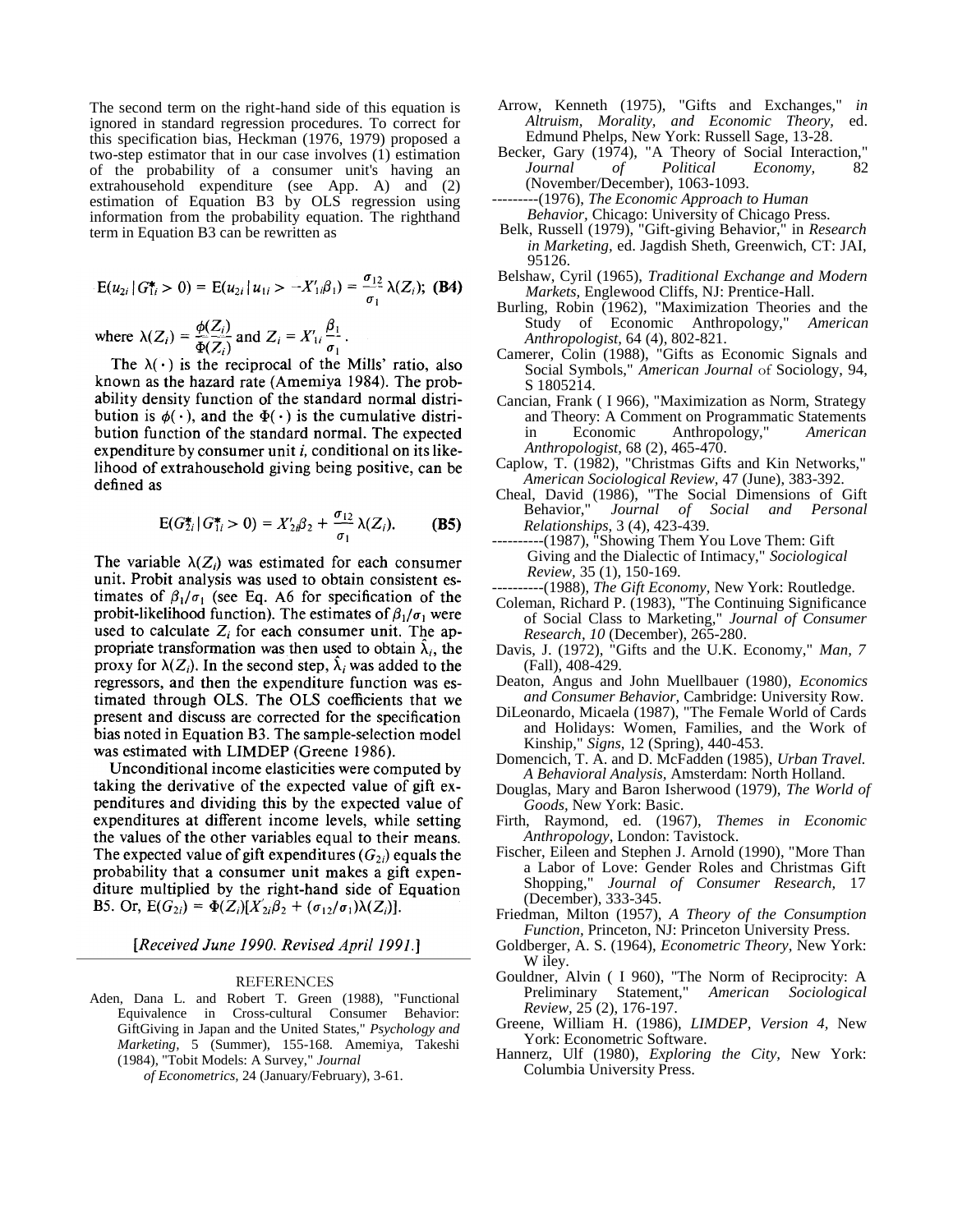The second term on the right-hand side of this equation is ignored in standard regression procedures. To correct for this specification bias, Heckman (1976, 1979) proposed a two-step estimator that in our case involves (1) estimation of the probability of a consumer unit's having an extrahousehold expenditure (see App. A) and (2) estimation of Equation B3 by OLS regression using information from the probability equation. The righthand term in Equation B3 can be rewritten as

$$\mathrm{E}(u_{2i} \mid G^*_{1i} > 0) = \mathrm{E}(u_{2i} \mid u_{1i} > -X'_{1i}\beta_1) = \frac{\sigma_{12}}{\sigma_1}\lambda(Z_i); \quad \textbf{(B4)}$$

where $\lambda(Z_i) = \dfrac{\phi(Z_i)}{\Phi(Z_i)}$ and $Z_i = X'_{1i}\dfrac{\beta_1}{\sigma_1}$.

The $\lambda(\cdot)$ is the reciprocal of the Mills' ratio, also known as the hazard rate (Amemiya 1984). The probability density function of the standard normal distribution is $\phi(\cdot)$, and the $\Phi(\cdot)$ is the cumulative distribution function of the standard normal. The expected expenditure by consumer unit *i*, conditional on its likelihood of extrahousehold giving being positive, can be defined as

$$\mathrm{E}(G^*_{2i} \mid G^*_{1i} > 0) = X'_{2i}\beta_2 + \frac{\sigma_{12}}{\sigma_1}\lambda(Z_i). \quad \textbf{(B5)}$$

The variable $\lambda(Z_i)$ was estimated for each consumer unit. Probit analysis was used to obtain consistent estimates of $\beta_1/\sigma_1$ (see Eq. A6 for specification of the probit-likelihood function). The estimates of $\beta_1/\sigma_1$ were used to calculate $Z_i$ for each consumer unit. The appropriate transformation was then used to obtain $\hat{\lambda}_i$, the proxy for $\lambda(Z_i)$. In the second step, $\hat{\lambda}_i$ was added to the regressors, and then the expenditure function was estimated through OLS. The OLS coefficients that we present and discuss are corrected for the specification bias noted in Equation B3. The sample-selection model was estimated with LIMDEP (Greene 1986).

Unconditional income elasticities were computed by taking the derivative of the expected value of gift expenditures and dividing this by the expected value of expenditures at different income levels, while setting the values of the other variables equal to their means. The expected value of gift expenditures ($G_{2i}$) equals the probability that a consumer unit makes a gift expenditure multiplied by the right-hand side of Equation B5. Or, $\mathrm{E}(G_{2i}) = \Phi(Z_i)[X'_{2i}\beta_2 + (\sigma_{12}/\sigma_1)\lambda(Z_i)]$.

[*Received June 1990. Revised April 1991.*]

## REFERENCES

Aden, Dana L. and Robert T. Green (1988), "Functional Equivalence in Cross-cultural Consumer Behavior: GiftGiving in Japan and the United States," *Psychology and Marketing,* 5 (Summer), 155-168.

Amemiya, Takeshi (1984), "Tobit Models: A Survey," *Journal of Econometrics,* 24 (January/February), 3-61.

Arrow, Kenneth (1975), "Gifts and Exchanges," *in Altruism, Morality, and Economic Theory,* ed. Edmund Phelps, New York: Russell Sage, 13-28.

Becker, Gary (1974), "A Theory of Social Interaction," *Journal of Political Economy,* 82 (November/December), 1063-1093.

---------(1976), *The Economic Approach to Human Behavior,* Chicago: University of Chicago Press.

Belk, Russell (1979), "Gift-giving Behavior," in *Research in Marketing,* ed. Jagdish Sheth, Greenwich, CT: JAI, 95126.

Belshaw, Cyril (1965), *Traditional Exchange and Modern Markets,* Englewood Cliffs, NJ: Prentice-Hall.

Burling, Robin (1962), "Maximization Theories and the Study of Economic Anthropology," *American Anthropologist,* 64 (4), 802-821.

Camerer, Colin (1988), "Gifts as Economic Signals and Social Symbols," *American Journal* of Sociology, 94, S 1805214.

Cancian, Frank ( I 966), "Maximization as Norm, Strategy and Theory: A Comment on Programmatic Statements in Economic Anthropology," *American Anthropologist,* 68 (2), 465-470.

Caplow, T. (1982), "Christmas Gifts and Kin Networks," *American Sociological Review,* 47 (June), 383-392.

Cheal, David (1986), "The Social Dimensions of Gift Behavior," *Journal of Social and Personal Relationships,* 3 (4), 423-439.

----------(1987), "Showing Them You Love Them: Gift Giving and the Dialectic of Intimacy," *Sociological Review,* 35 (1), 150-169.

----------(1988), *The Gift Economy,* New York: Routledge.

Coleman, Richard P. (1983), "The Continuing Significance of Social Class to Marketing," *Journal of Consumer Research, 10* (December), 265-280.

Davis, J. (1972), "Gifts and the U.K. Economy," *Man, 7* (Fall), 408-429.

Deaton, Angus and John Muellbauer (1980), *Economics and Consumer Behavior,* Cambridge: University Row.

DiLeonardo, Micaela (1987), "The Female World of Cards and Holidays: Women, Families, and the Work of Kinship," *Signs,* 12 (Spring), 440-453.

Domencich, T. A. and D. McFadden (1985), *Urban Travel. A Behavioral Analysis,* Amsterdam: North Holland.

Douglas, Mary and Baron Isherwood (1979), *The World of Goods,* New York: Basic.

Firth, Raymond, ed. (1967), *Themes in Economic Anthropology,* London: Tavistock.

Fischer, Eileen and Stephen J. Arnold (1990), "More Than a Labor of Love: Gender Roles and Christmas Gift Shopping," *Journal of Consumer Research,* 17 (December), 333-345.

Friedman, Milton (1957), *A Theory of the Consumption Function,* Princeton, NJ: Princeton University Press.

Goldberger, A. S. (1964), *Econometric Theory,* New York: W iley.

Gouldner, Alvin ( I 960), "The Norm of Reciprocity: A Preliminary Statement," *American Sociological Review,* 25 (2), 176-197.

Greene, William H. (1986), *LIMDEP, Version 4,* New York: Econometric Software.

Hannerz, Ulf (1980), *Exploring the City,* New York: Columbia University Press.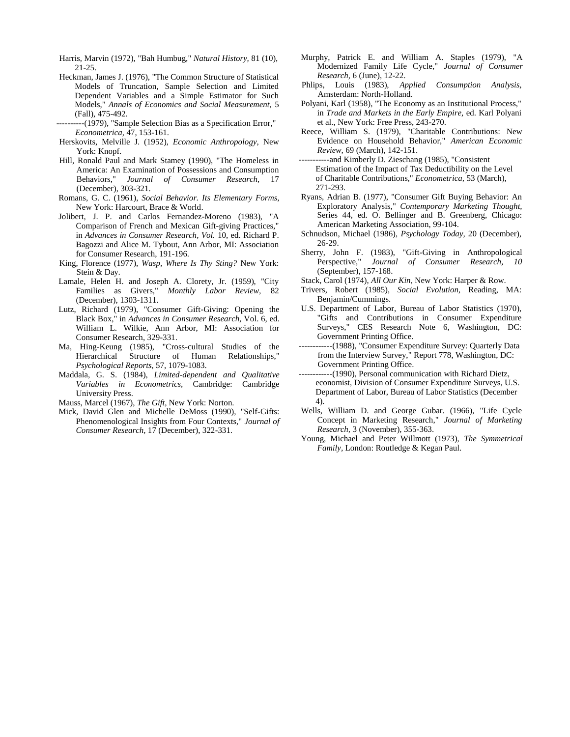Harris, Marvin (1972), "Bah Humbug," *Natural History,* 81 (10), 21-25.

Heckman, James J. (1976), "The Common Structure of Statistical Models of Truncation, Sample Selection and Limited Dependent Variables and a Simple Estimator for Such Models," *Annals of Economics and Social Measurement,* 5 (Fall), 475-492.

----------(1979), "Sample Selection Bias as a Specification Error," *Econometrica,* 47, 153-161.

Herskovits, Melville J. (1952), *Economic Anthropology,* New York: Knopf.

Hill, Ronald Paul and Mark Stamey (1990), "The Homeless in America: An Examination of Possessions and Consumption Behaviors," *Journal of Consumer Research,* 17 (December), 303-321.

Romans, G. C. (1961), *Social Behavior. Its Elementary Forms,* New York: Harcourt, Brace & World.

Jolibert, J. P. and Carlos Fernandez-Moreno (1983), "A Comparison of French and Mexican Gift-giving Practices," in *Advances in Consumer Research, Vol.* 10, ed. Richard P. Bagozzi and Alice M. Tybout, Ann Arbor, MI: Association for Consumer Research, 191-196.

King, Florence (1977), *Wasp, Where Is Thy Sting?* New York: Stein & Day.

Lamale, Helen H. and Joseph A. Clorety, Jr. (1959), "City Families as Givers," *Monthly Labor Review,* 82 (December), 1303-1311.

Lutz, Richard (1979), "Consumer Gift-Giving: Opening the Black Box," in *Advances in Consumer Research,* Vol. 6, ed. William L. Wilkie, Ann Arbor, MI: Association for Consumer Research, 329-331.

Ma, Hing-Keung (1985), "Cross-cultural Studies of the Hierarchical Structure of Human Relationships," *Psychological Reports,* 57, 1079-1083.

Maddala, G. S. (1984), *Limited-dependent and Qualitative Variables in Econometrics,* Cambridge: Cambridge University Press.

Mauss, Marcel (1967), *The Gift,* New York: Norton.

Mick, David Glen and Michelle DeMoss (1990), "Self-Gifts: Phenomenological Insights from Four Contexts," *Journal of Consumer Research,* 17 (December), 322-331.

Murphy, Patrick E. and William A. Staples (1979), "A Modernized Family Life Cycle," *Journal of Consumer Research,* 6 (June), 12-22.

Phlips, Louis (1983), *Applied Consumption Analysis,* Amsterdam: North-Holland.

Polyani, Karl (1958), "The Economy as an Institutional Process," in *Trade and Markets in the Early Empire,* ed. Karl Polyani et al., New York: Free Press, 243-270.

Reece, William S. (1979), "Charitable Contributions: New Evidence on Household Behavior," *American Economic Review,* 69 (March), 142-151.

-----------and Kimberly D. Zieschang (1985), "Consistent Estimation of the Impact of Tax Deductibility on the Level of Charitable Contributions," *Econometrica,* 53 (March), 271-293.

Ryans, Adrian B. (1977), "Consumer Gift Buying Behavior: An Exploratory Analysis," *Contemporary Marketing Thought,* Series 44, ed. O. Bellinger and B. Greenberg, Chicago: American Marketing Association, 99-104.

Schnudson, Michael (1986), *Psychology Today,* 20 (December), 26-29.

Sherry, John F. (1983), "Gift-Giving in Anthropological Perspective," *Journal of Consumer Research, 10* (September), 157-168.

Stack, Carol (1974), *All Our Kin,* New York: Harper & Row.

Trivers, Robert (1985), *Social Evolution,* Reading, MA: Benjamin/Cummings.

U.S. Department of Labor, Bureau of Labor Statistics (1970), "Gifts and Contributions in Consumer Expenditure Surveys," CES Research Note 6, Washington, DC: Government Printing Office.

------------(1988), "Consumer Expenditure Survey: Quarterly Data from the Interview Survey," Report 778, Washington, DC: Government Printing Office.

------------(1990), Personal communication with Richard Dietz, economist, Division of Consumer Expenditure Surveys, U.S. Department of Labor, Bureau of Labor Statistics (December 4).

Wells, William D. and George Gubar. (1966), "Life Cycle Concept in Marketing Research," *Journal of Marketing Research,* 3 (November), 355-363.

Young, Michael and Peter Willmott (1973), *The Symmetrical Family,* London: Routledge & Kegan Paul.